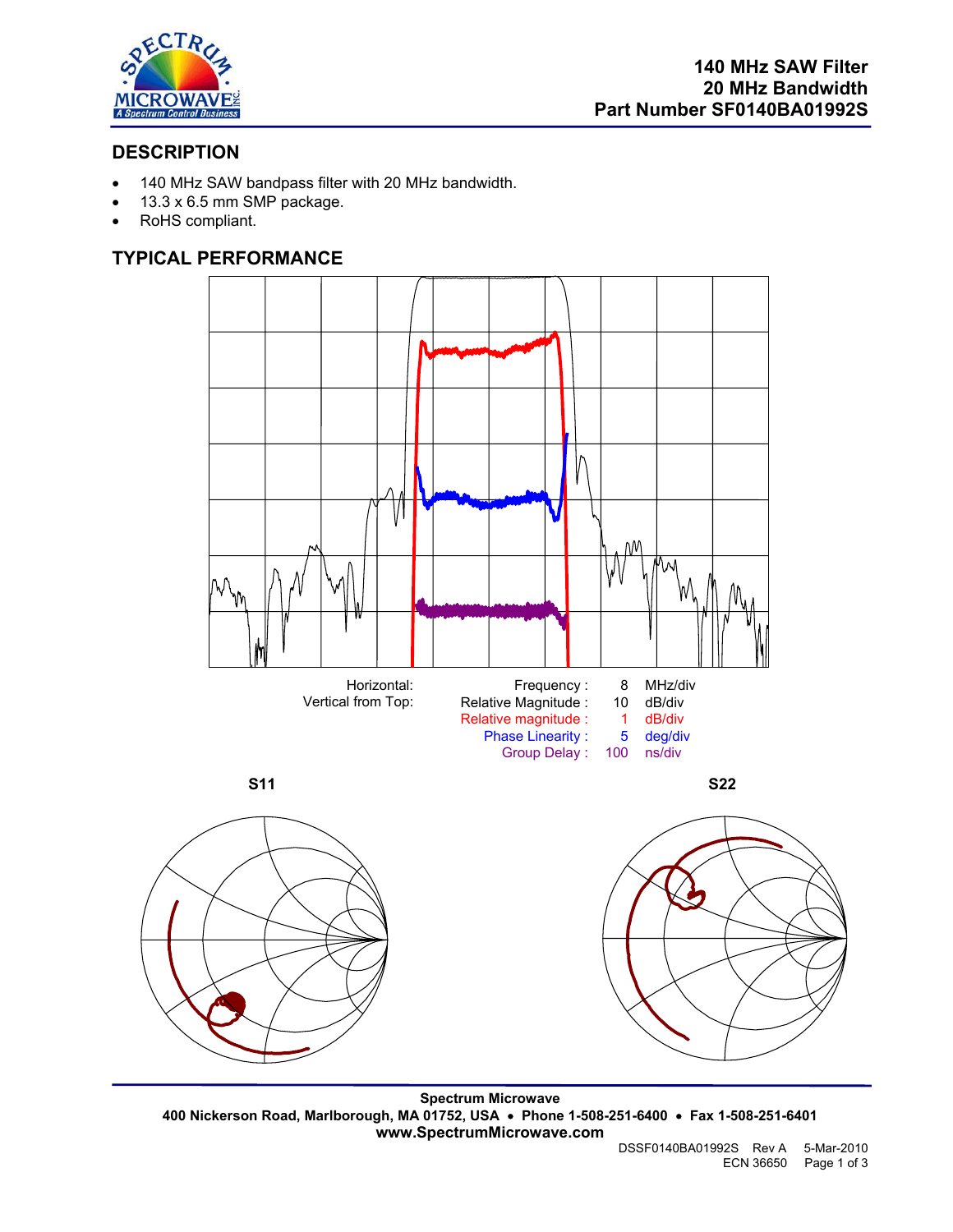# 140 MHz SAW Filter
# 20 MHz Bandwidth
# Part Number SF0140BA01992S

## DESCRIPTION

- 140 MHz SAW bandpass filter with 20 MHz bandwidth.
- 13.3 x 6.5 mm SMP package.
- RoHS compliant.

## TYPICAL PERFORMANCE

| Horizontal: | Frequency : | 8 | MHz/div |
|---|---|---|---|
| Vertical from Top: | Relative Magnitude : | 10 | dB/div |
| | Relative magnitude : | 1 | dB/div |
| | Phase Linearity : | 5 | deg/div |
| | Group Delay : | 100 | ns/div |

**S11**

**S22**

**Spectrum Microwave**
**400 Nickerson Road, Marlborough, MA 01752, USA • Phone 1-508-251-6400 • Fax 1-508-251-6401**
**www.SpectrumMicrowave.com**

DSSF0140BA01992S Rev A 5-Mar-2010
ECN 36650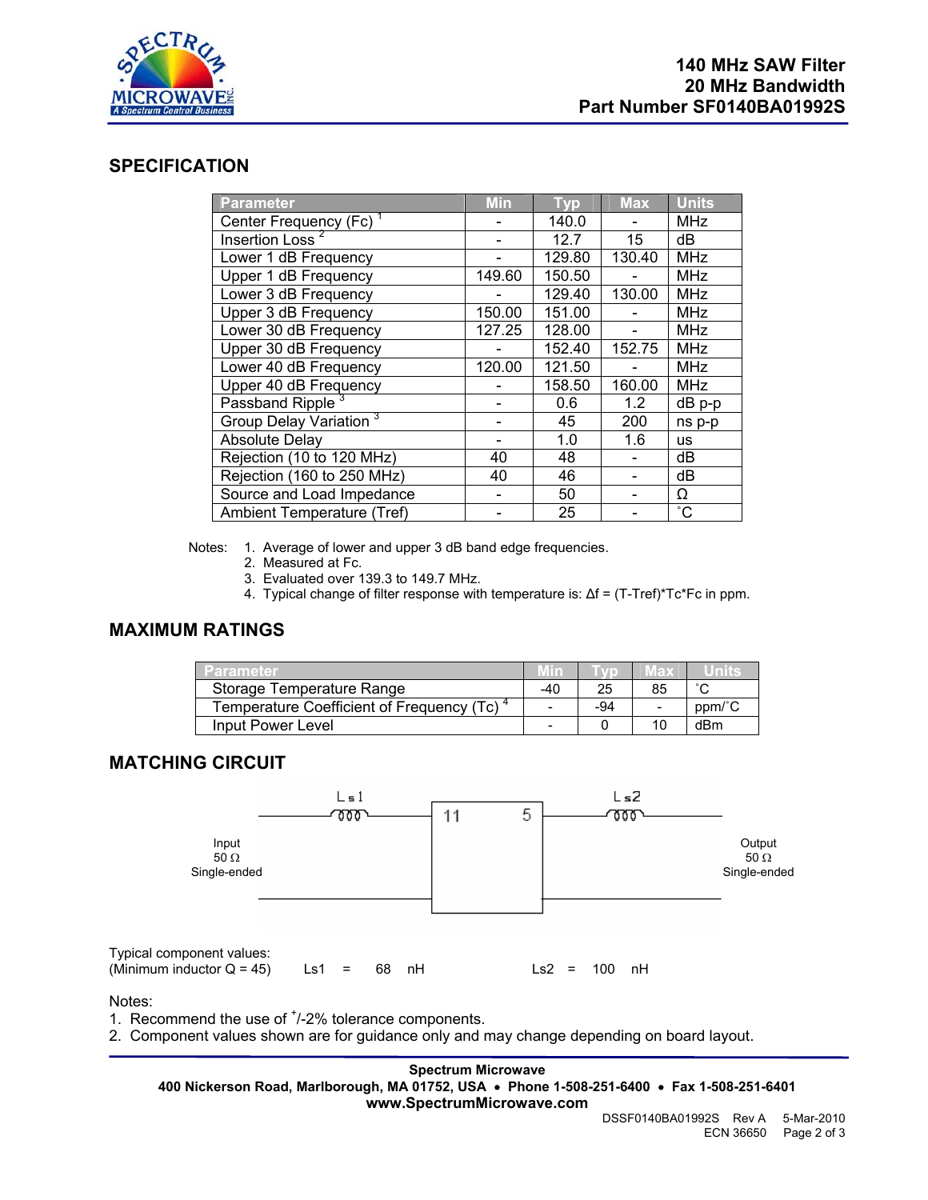**140 MHz SAW Filter**
**20 MHz Bandwidth**
**Part Number SF0140BA01992S**

## SPECIFICATION

| Parameter | Min | Typ | Max | Units |
|---|---|---|---|---|
| Center Frequency (Fc) [1] | - | 140.0 | - | MHz |
| Insertion Loss [2] | - | 12.7 | 15 | dB |
| Lower 1 dB Frequency | - | 129.80 | 130.40 | MHz |
| Upper 1 dB Frequency | 149.60 | 150.50 | - | MHz |
| Lower 3 dB Frequency | - | 129.40 | 130.00 | MHz |
| Upper 3 dB Frequency | 150.00 | 151.00 | - | MHz |
| Lower 30 dB Frequency | 127.25 | 128.00 | - | MHz |
| Upper 30 dB Frequency | - | 152.40 | 152.75 | MHz |
| Lower 40 dB Frequency | 120.00 | 121.50 | - | MHz |
| Upper 40 dB Frequency | - | 158.50 | 160.00 | MHz |
| Passband Ripple [3] | - | 0.6 | 1.2 | dB p-p |
| Group Delay Variation [3] | - | 45 | 200 | ns p-p |
| Absolute Delay | - | 1.0 | 1.6 | us |
| Rejection (10 to 120 MHz) | 40 | 48 | - | dB |
| Rejection (160 to 250 MHz) | 40 | 46 | - | dB |
| Source and Load Impedance | - | 50 | - | Ω |
| Ambient Temperature (Tref) | - | 25 | - | ˚C |

Notes:
1. Average of lower and upper 3 dB band edge frequencies.
2. Measured at Fc.
3. Evaluated over 139.3 to 149.7 MHz.
4. Typical change of filter response with temperature is: Δf = (T-Tref)\*Tc\*Fc in ppm.

## MAXIMUM RATINGS

| Parameter | Min | Typ | Max | Units |
|---|---|---|---|---|
| Storage Temperature Range | -40 | 25 | 85 | ˚C |
| Temperature Coefficient of Frequency (Tc) [4] | - | -94 | - | ppm/˚C |
| Input Power Level | - | 0 | 10 | dBm |

## MATCHING CIRCUIT

Ls1 — 11 — 5 — Ls2

Input 50 Ω Single-ended

Output 50 Ω Single-ended

Typical component values:
(Minimum inductor Q = 45) Ls1 = 68 nH Ls2 = 100 nH

Notes:
1. Recommend the use of +/-2% tolerance components.
2. Component values shown are for guidance only and may change depending on board layout.

**Spectrum Microwave**
**400 Nickerson Road, Marlborough, MA 01752, USA • Phone 1-508-251-6400 • Fax 1-508-251-6401**
**www.SpectrumMicrowave.com**

DSSF0140BA01992S Rev A 5-Mar-2010
ECN 36650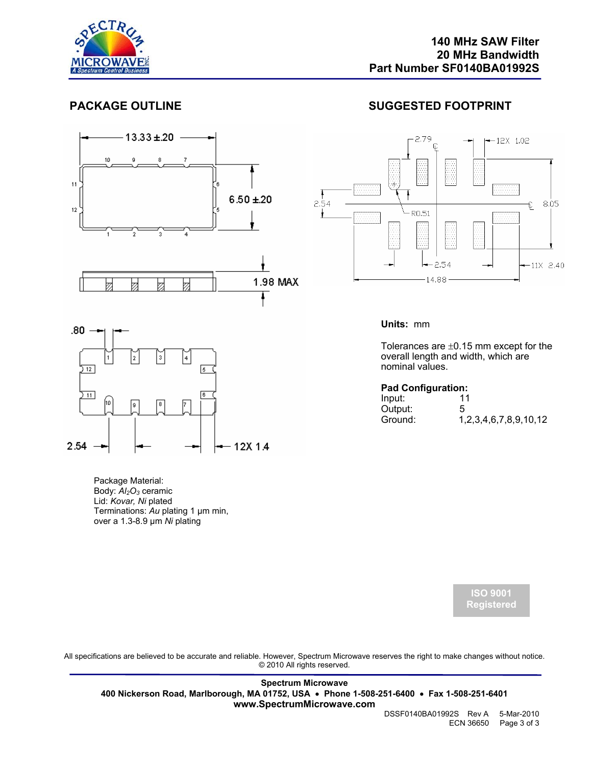# 140 MHz SAW Filter
## 20 MHz Bandwidth
## Part Number SF0140BA01992S

## PACKAGE OUTLINE

13.33 ±.20

6.50 ±.20

1.98 MAX

.80

2.54

12X 1.4

Package Material:
Body: $Al_2O_3$ ceramic
Lid: *Kovar, Ni* plated
Terminations: *Au* plating 1 µm min,
over a 1.3-8.9 µm *Ni* plating

## SUGGESTED FOOTPRINT

2.79

12X 1.02

2.54

R0.51

8.05

2.54

11X 2.40

14.88

**Units:** mm

Tolerances are ±0.15 mm except for the overall length and width, which are nominal values.

**Pad Configuration:**

| | |
|---|---|
| Input: | 11 |
| Output: | 5 |
| Ground: | 1,2,3,4,6,7,8,9,10,12 |

ISO 9001 Registered

All specifications are believed to be accurate and reliable. However, Spectrum Microwave reserves the right to make changes without notice.
© 2010 All rights reserved.

**Spectrum Microwave**
**400 Nickerson Road, Marlborough, MA 01752, USA • Phone 1-508-251-6400 • Fax 1-508-251-6401**
**www.SpectrumMicrowave.com**

DSSF0140BA01992S Rev A 5-Mar-2010
ECN 36650